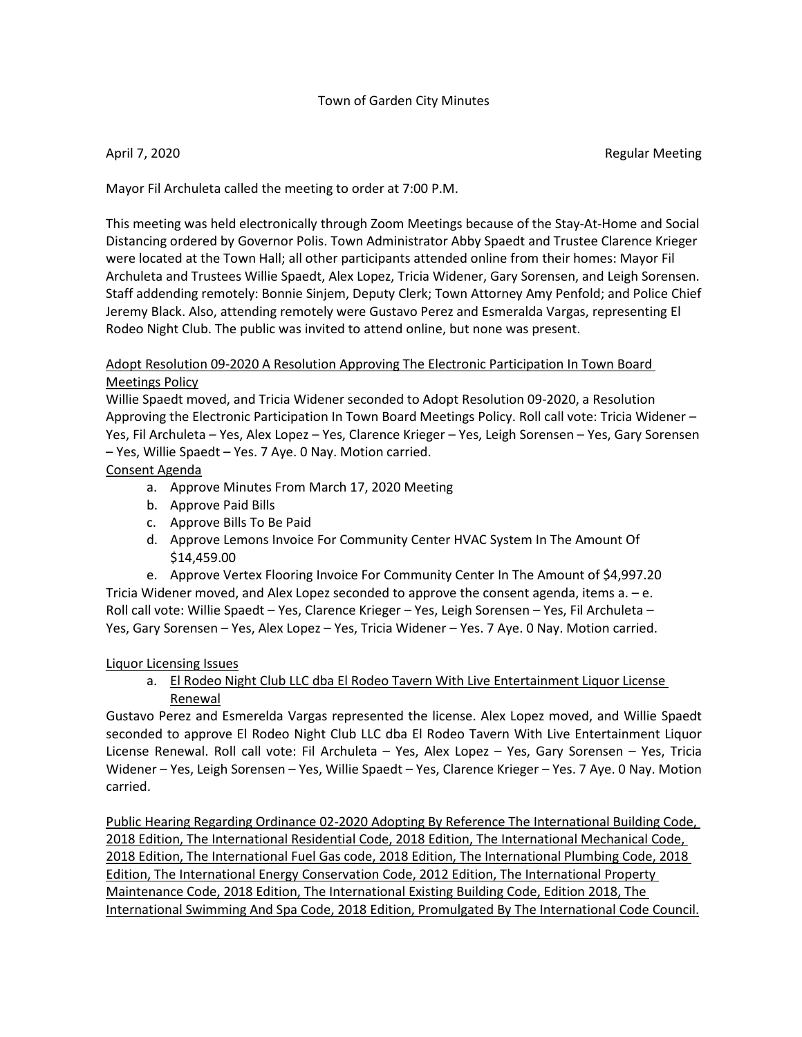# Town of Garden City Minutes

April 7, 2020 Regular Meeting

Mayor Fil Archuleta called the meeting to order at 7:00 P.M.

This meeting was held electronically through Zoom Meetings because of the Stay-At-Home and Social Distancing ordered by Governor Polis. Town Administrator Abby Spaedt and Trustee Clarence Krieger were located at the Town Hall; all other participants attended online from their homes: Mayor Fil Archuleta and Trustees Willie Spaedt, Alex Lopez, Tricia Widener, Gary Sorensen, and Leigh Sorensen. Staff addending remotely: Bonnie Sinjem, Deputy Clerk; Town Attorney Amy Penfold; and Police Chief Jeremy Black. Also, attending remotely were Gustavo Perez and Esmeralda Vargas, representing El Rodeo Night Club. The public was invited to attend online, but none was present.

<u>Adopt Resolution 09-2020 A Resolution Approving The Electronic Participation In Town Board Meetings Policy</u>

Willie Spaedt moved, and Tricia Widener seconded to Adopt Resolution 09-2020, a Resolution Approving the Electronic Participation In Town Board Meetings Policy. Roll call vote: Tricia Widener – Yes, Fil Archuleta – Yes, Alex Lopez – Yes, Clarence Krieger – Yes, Leigh Sorensen – Yes, Gary Sorensen – Yes, Willie Spaedt – Yes. 7 Aye. 0 Nay. Motion carried.

<u>Consent Agenda</u>

a. Approve Minutes From March 17, 2020 Meeting
b. Approve Paid Bills
c. Approve Bills To Be Paid
d. Approve Lemons Invoice For Community Center HVAC System In The Amount Of $14,459.00
e. Approve Vertex Flooring Invoice For Community Center In The Amount of $4,997.20

Tricia Widener moved, and Alex Lopez seconded to approve the consent agenda, items a. – e. Roll call vote: Willie Spaedt – Yes, Clarence Krieger – Yes, Leigh Sorensen – Yes, Fil Archuleta – Yes, Gary Sorensen – Yes, Alex Lopez – Yes, Tricia Widener – Yes. 7 Aye. 0 Nay. Motion carried.

<u>Liquor Licensing Issues</u>

a. <u>El Rodeo Night Club LLC dba El Rodeo Tavern With Live Entertainment Liquor License Renewal</u>

Gustavo Perez and Esmerelda Vargas represented the license. Alex Lopez moved, and Willie Spaedt seconded to approve El Rodeo Night Club LLC dba El Rodeo Tavern With Live Entertainment Liquor License Renewal. Roll call vote: Fil Archuleta – Yes, Alex Lopez – Yes, Gary Sorensen – Yes, Tricia Widener – Yes, Leigh Sorensen – Yes, Willie Spaedt – Yes, Clarence Krieger – Yes. 7 Aye. 0 Nay. Motion carried.

<u>Public Hearing Regarding Ordinance 02-2020 Adopting By Reference The International Building Code, 2018 Edition, The International Residential Code, 2018 Edition, The International Mechanical Code, 2018 Edition, The International Fuel Gas code, 2018 Edition, The International Plumbing Code, 2018 Edition, The International Energy Conservation Code, 2012 Edition, The International Property Maintenance Code, 2018 Edition, The International Existing Building Code, Edition 2018, The International Swimming And Spa Code, 2018 Edition, Promulgated By The International Code Council.</u>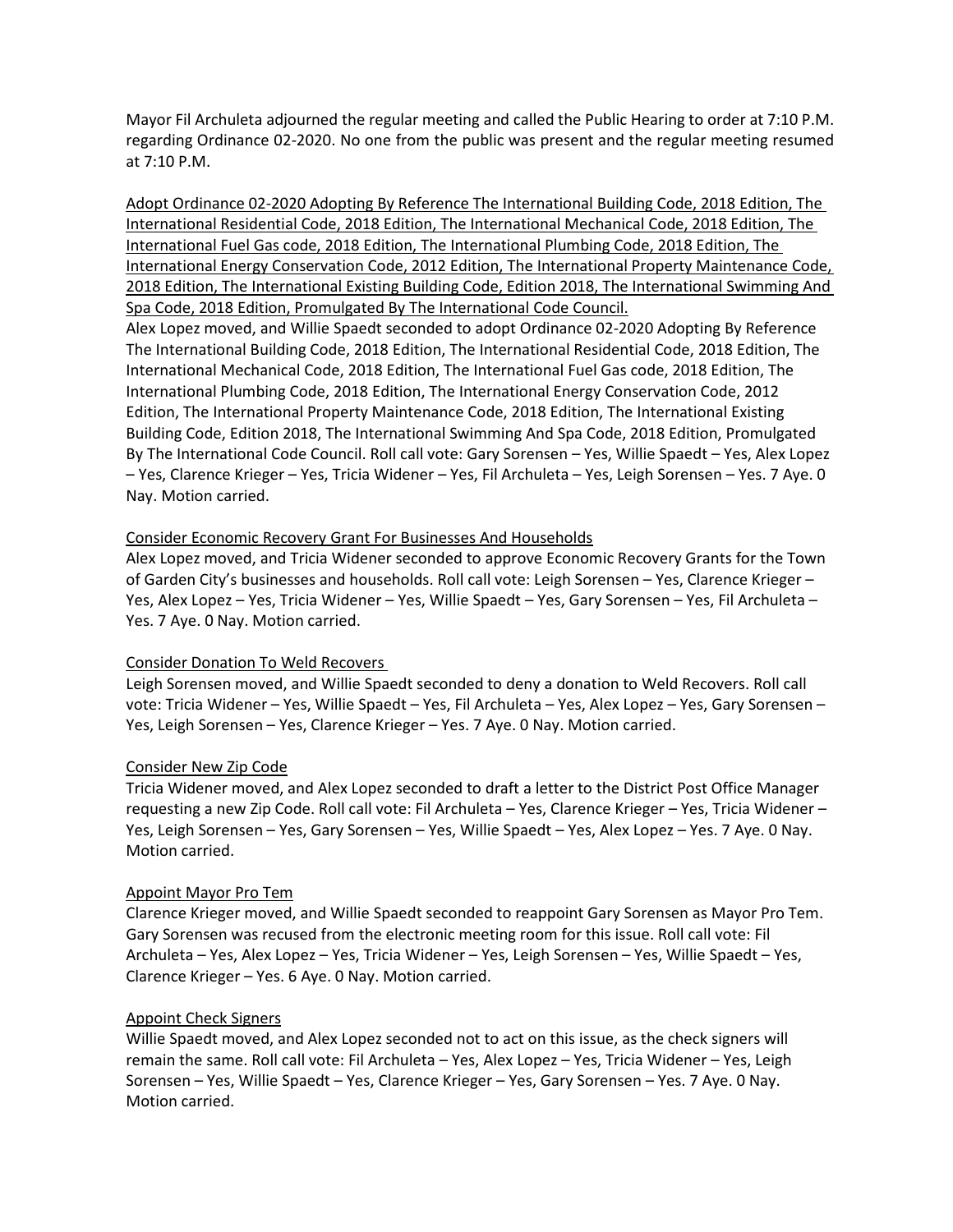Mayor Fil Archuleta adjourned the regular meeting and called the Public Hearing to order at 7:10 P.M. regarding Ordinance 02-2020. No one from the public was present and the regular meeting resumed at 7:10 P.M.

<u>Adopt Ordinance 02-2020 Adopting By Reference The International Building Code, 2018 Edition, The International Residential Code, 2018 Edition, The International Mechanical Code, 2018 Edition, The International Fuel Gas code, 2018 Edition, The International Plumbing Code, 2018 Edition, The International Energy Conservation Code, 2012 Edition, The International Property Maintenance Code, 2018 Edition, The International Existing Building Code, Edition 2018, The International Swimming And Spa Code, 2018 Edition, Promulgated By The International Code Council.</u>

Alex Lopez moved, and Willie Spaedt seconded to adopt Ordinance 02-2020 Adopting By Reference The International Building Code, 2018 Edition, The International Residential Code, 2018 Edition, The International Mechanical Code, 2018 Edition, The International Fuel Gas code, 2018 Edition, The International Plumbing Code, 2018 Edition, The International Energy Conservation Code, 2012 Edition, The International Property Maintenance Code, 2018 Edition, The International Existing Building Code, Edition 2018, The International Swimming And Spa Code, 2018 Edition, Promulgated By The International Code Council. Roll call vote: Gary Sorensen – Yes, Willie Spaedt – Yes, Alex Lopez – Yes, Clarence Krieger – Yes, Tricia Widener – Yes, Fil Archuleta – Yes, Leigh Sorensen – Yes. 7 Aye. 0 Nay. Motion carried.

<u>Consider Economic Recovery Grant For Businesses And Households</u>

Alex Lopez moved, and Tricia Widener seconded to approve Economic Recovery Grants for the Town of Garden City's businesses and households. Roll call vote: Leigh Sorensen – Yes, Clarence Krieger – Yes, Alex Lopez – Yes, Tricia Widener – Yes, Willie Spaedt – Yes, Gary Sorensen – Yes, Fil Archuleta – Yes. 7 Aye. 0 Nay. Motion carried.

<u>Consider Donation To Weld Recovers</u>

Leigh Sorensen moved, and Willie Spaedt seconded to deny a donation to Weld Recovers. Roll call vote: Tricia Widener – Yes, Willie Spaedt – Yes, Fil Archuleta – Yes, Alex Lopez – Yes, Gary Sorensen – Yes, Leigh Sorensen – Yes, Clarence Krieger – Yes. 7 Aye. 0 Nay. Motion carried.

<u>Consider New Zip Code</u>

Tricia Widener moved, and Alex Lopez seconded to draft a letter to the District Post Office Manager requesting a new Zip Code. Roll call vote: Fil Archuleta – Yes, Clarence Krieger – Yes, Tricia Widener – Yes, Leigh Sorensen – Yes, Gary Sorensen – Yes, Willie Spaedt – Yes, Alex Lopez – Yes. 7 Aye. 0 Nay. Motion carried.

<u>Appoint Mayor Pro Tem</u>

Clarence Krieger moved, and Willie Spaedt seconded to reappoint Gary Sorensen as Mayor Pro Tem. Gary Sorensen was recused from the electronic meeting room for this issue. Roll call vote: Fil Archuleta – Yes, Alex Lopez – Yes, Tricia Widener – Yes, Leigh Sorensen – Yes, Willie Spaedt – Yes, Clarence Krieger – Yes. 6 Aye. 0 Nay. Motion carried.

<u>Appoint Check Signers</u>

Willie Spaedt moved, and Alex Lopez seconded not to act on this issue, as the check signers will remain the same. Roll call vote: Fil Archuleta – Yes, Alex Lopez – Yes, Tricia Widener – Yes, Leigh Sorensen – Yes, Willie Spaedt – Yes, Clarence Krieger – Yes, Gary Sorensen – Yes. 7 Aye. 0 Nay. Motion carried.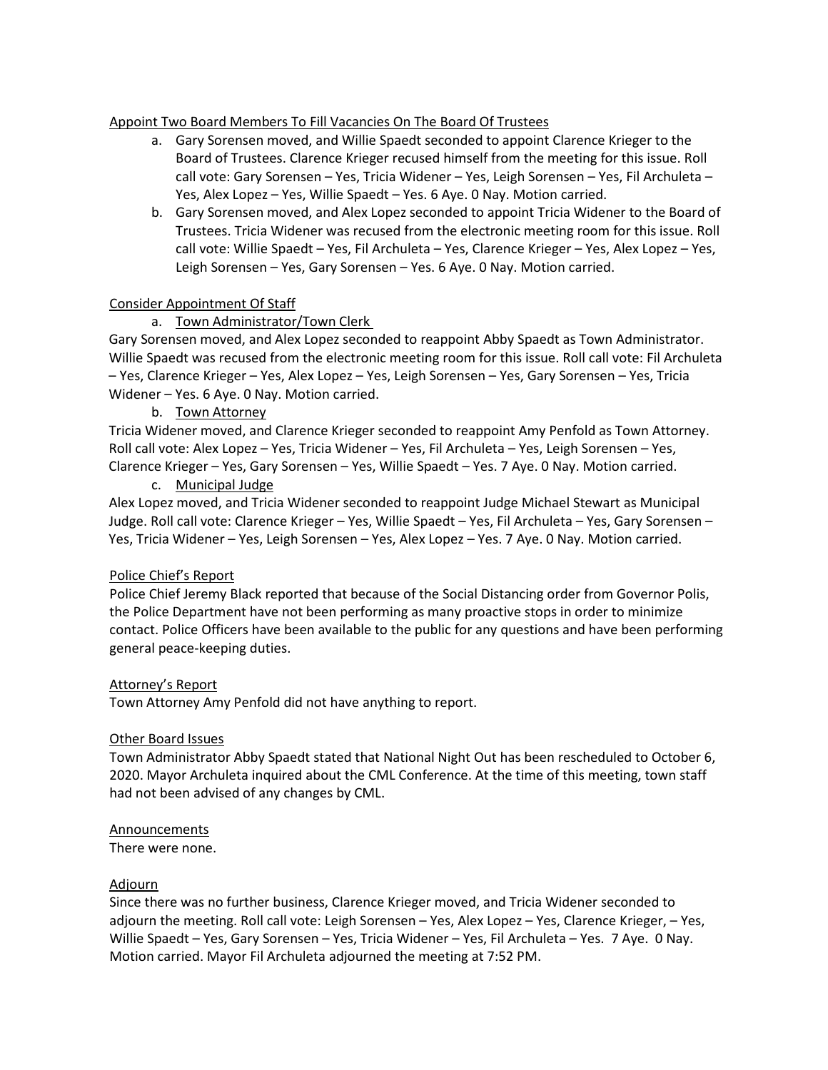Appoint Two Board Members To Fill Vacancies On The Board Of Trustees

a. Gary Sorensen moved, and Willie Spaedt seconded to appoint Clarence Krieger to the Board of Trustees. Clarence Krieger recused himself from the meeting for this issue. Roll call vote: Gary Sorensen – Yes, Tricia Widener – Yes, Leigh Sorensen – Yes, Fil Archuleta – Yes, Alex Lopez – Yes, Willie Spaedt – Yes. 6 Aye. 0 Nay. Motion carried.
b. Gary Sorensen moved, and Alex Lopez seconded to appoint Tricia Widener to the Board of Trustees. Tricia Widener was recused from the electronic meeting room for this issue. Roll call vote: Willie Spaedt – Yes, Fil Archuleta – Yes, Clarence Krieger – Yes, Alex Lopez – Yes, Leigh Sorensen – Yes, Gary Sorensen – Yes. 6 Aye. 0 Nay. Motion carried.

Consider Appointment Of Staff

a. Town Administrator/Town Clerk

Gary Sorensen moved, and Alex Lopez seconded to reappoint Abby Spaedt as Town Administrator. Willie Spaedt was recused from the electronic meeting room for this issue. Roll call vote: Fil Archuleta – Yes, Clarence Krieger – Yes, Alex Lopez – Yes, Leigh Sorensen – Yes, Gary Sorensen – Yes, Tricia Widener – Yes. 6 Aye. 0 Nay. Motion carried.

b. Town Attorney

Tricia Widener moved, and Clarence Krieger seconded to reappoint Amy Penfold as Town Attorney. Roll call vote: Alex Lopez – Yes, Tricia Widener – Yes, Fil Archuleta – Yes, Leigh Sorensen – Yes, Clarence Krieger – Yes, Gary Sorensen – Yes, Willie Spaedt – Yes. 7 Aye. 0 Nay. Motion carried.

c. Municipal Judge

Alex Lopez moved, and Tricia Widener seconded to reappoint Judge Michael Stewart as Municipal Judge. Roll call vote: Clarence Krieger – Yes, Willie Spaedt – Yes, Fil Archuleta – Yes, Gary Sorensen – Yes, Tricia Widener – Yes, Leigh Sorensen – Yes, Alex Lopez – Yes. 7 Aye. 0 Nay. Motion carried.

Police Chief's Report

Police Chief Jeremy Black reported that because of the Social Distancing order from Governor Polis, the Police Department have not been performing as many proactive stops in order to minimize contact. Police Officers have been available to the public for any questions and have been performing general peace-keeping duties.

Attorney's Report

Town Attorney Amy Penfold did not have anything to report.

Other Board Issues

Town Administrator Abby Spaedt stated that National Night Out has been rescheduled to October 6, 2020. Mayor Archuleta inquired about the CML Conference. At the time of this meeting, town staff had not been advised of any changes by CML.

Announcements

There were none.

Adjourn

Since there was no further business, Clarence Krieger moved, and Tricia Widener seconded to adjourn the meeting. Roll call vote: Leigh Sorensen – Yes, Alex Lopez – Yes, Clarence Krieger, – Yes, Willie Spaedt – Yes, Gary Sorensen – Yes, Tricia Widener – Yes, Fil Archuleta – Yes. 7 Aye. 0 Nay. Motion carried. Mayor Fil Archuleta adjourned the meeting at 7:52 PM.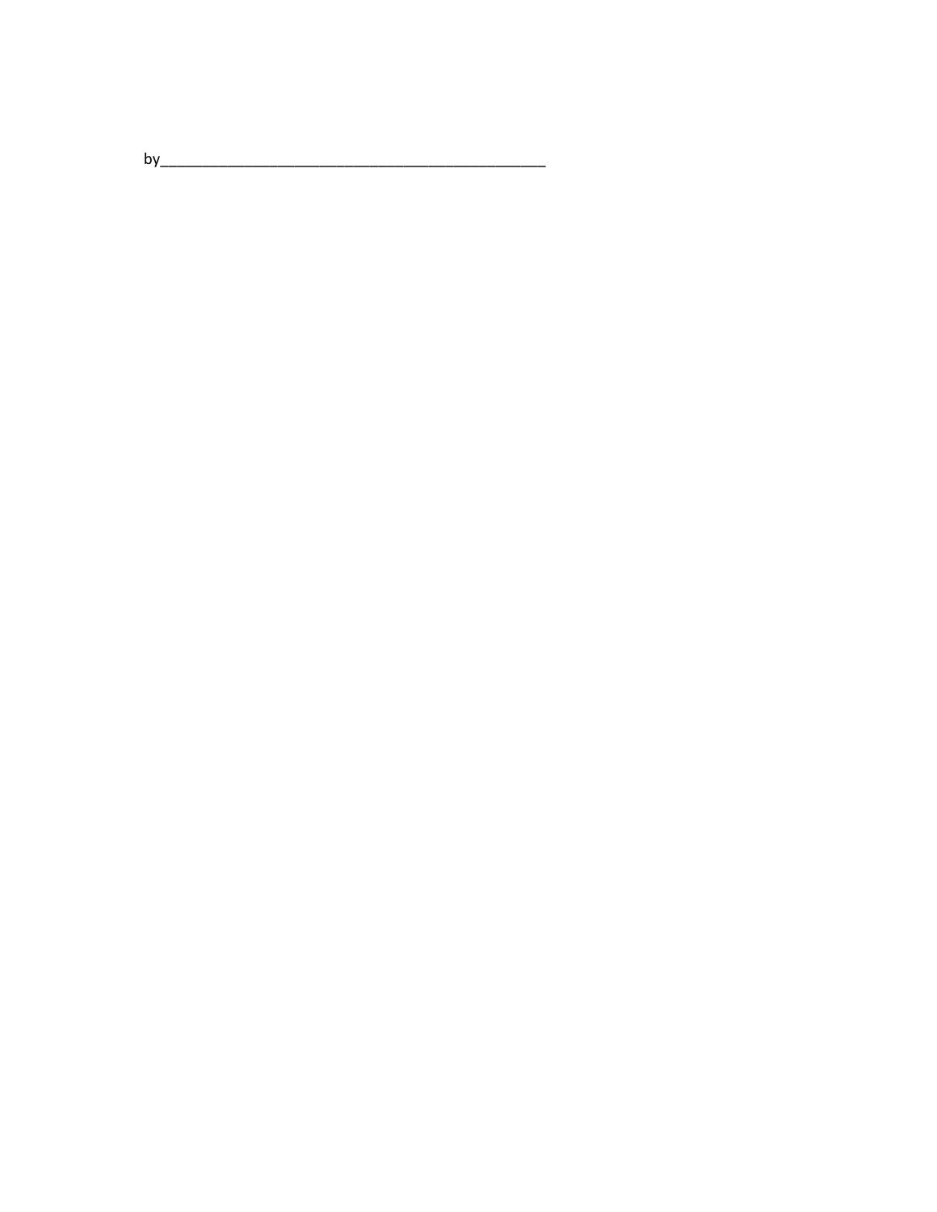by______________________________________________